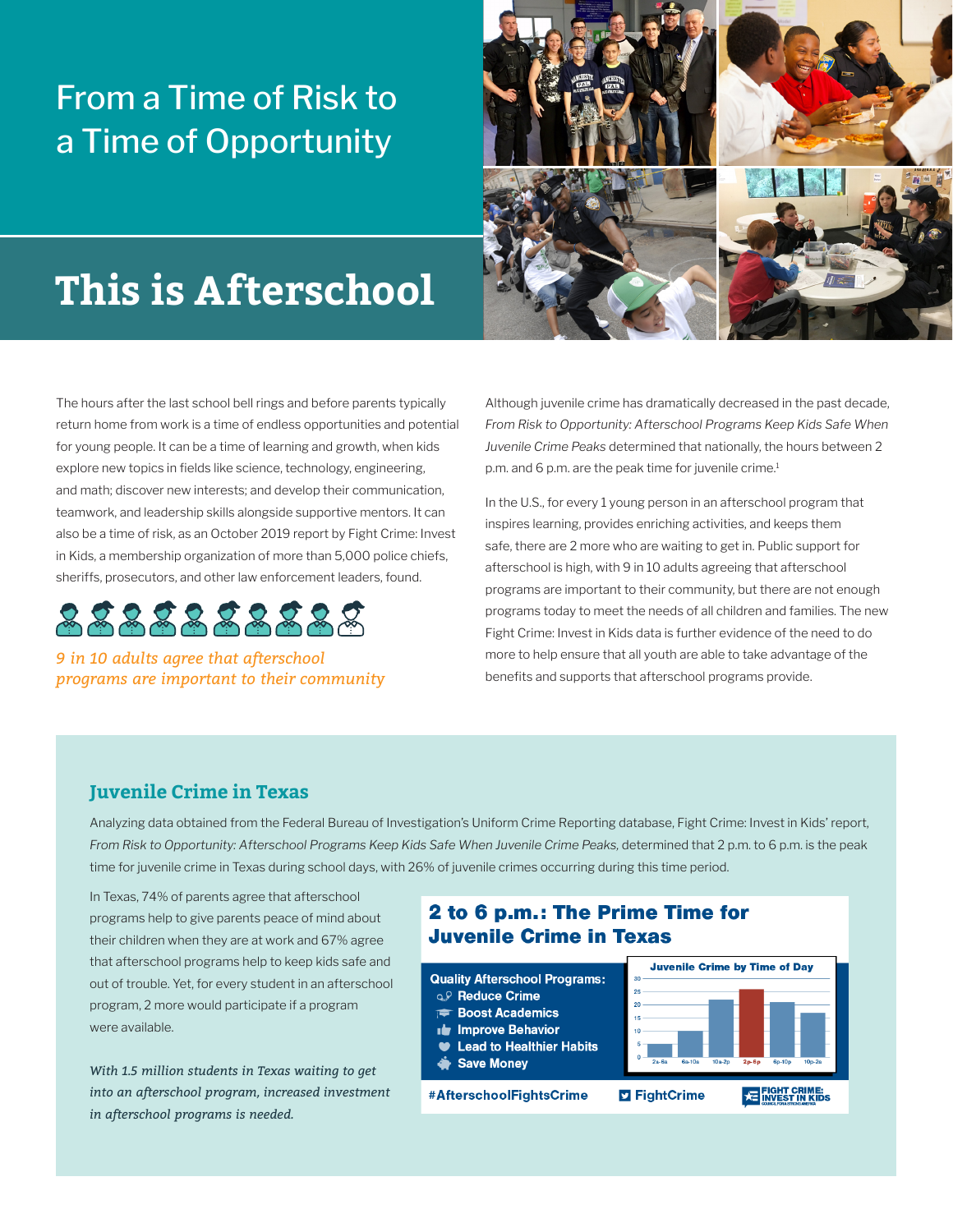# From a Time of Risk to a Time of Opportunity

# This is Afterschool

The hours after the last school bell rings and before parents typically return home from work is a time of endless opportunities and potential for young people. It can be a time of learning and growth, when kids explore new topics in fields like science, technology, engineering, and math; discover new interests; and develop their communication, teamwork, and leadership skills alongside supportive mentors. It can also be a time of risk, as an October 2019 report by Fight Crime: Invest in Kids, a membership organization of more than 5,000 police chiefs, sheriffs, prosecutors, and other law enforcement leaders, found.

*9 in 10 adults agree that afterschool programs are important to their community*

Although juvenile crime has dramatically decreased in the past decade, *From Risk to Opportunity: Afterschool Programs Keep Kids Safe When Juvenile Crime Peaks* determined that nationally, the hours between 2 p.m. and 6 p.m. are the peak time for juvenile crime.[1]

In the U.S., for every 1 young person in an afterschool program that inspires learning, provides enriching activities, and keeps them safe, there are 2 more who are waiting to get in. Public support for afterschool is high, with 9 in 10 adults agreeing that afterschool programs are important to their community, but there are not enough programs today to meet the needs of all children and families. The new Fight Crime: Invest in Kids data is further evidence of the need to do more to help ensure that all youth are able to take advantage of the benefits and supports that afterschool programs provide.

## Juvenile Crime in Texas

Analyzing data obtained from the Federal Bureau of Investigation's Uniform Crime Reporting database, Fight Crime: Invest in Kids' report, *From Risk to Opportunity: Afterschool Programs Keep Kids Safe When Juvenile Crime Peaks,* determined that 2 p.m. to 6 p.m. is the peak time for juvenile crime in Texas during school days, with 26% of juvenile crimes occurring during this time period.

In Texas, 74% of parents agree that afterschool programs help to give parents peace of mind about their children when they are at work and 67% agree that afterschool programs help to keep kids safe and out of trouble. Yet, for every student in an afterschool program, 2 more would participate if a program were available.

*With 1.5 million students in Texas waiting to get into an afterschool program, increased investment in afterschool programs is needed.*

### 2 to 6 p.m.: The Prime Time for Juvenile Crime in Texas

**Quality Afterschool Programs:**

- Reduce Crime
- Boost Academics
- Improve Behavior
- Lead to Healthier Habits
- Save Money

**Juvenile Crime by Time of Day**

| Time | 2a-6a | 6a-10a | 10a-2p | 2p-6p | 6p-10p | 10p-2a |
|---|---|---|---|---|---|---|
| Approx. % | ~5 | ~10 | ~22 | ~26 | ~21 | ~17 |

#AfterschoolFightsCrime FightCrime FIGHT CRIME: INVEST IN KIDS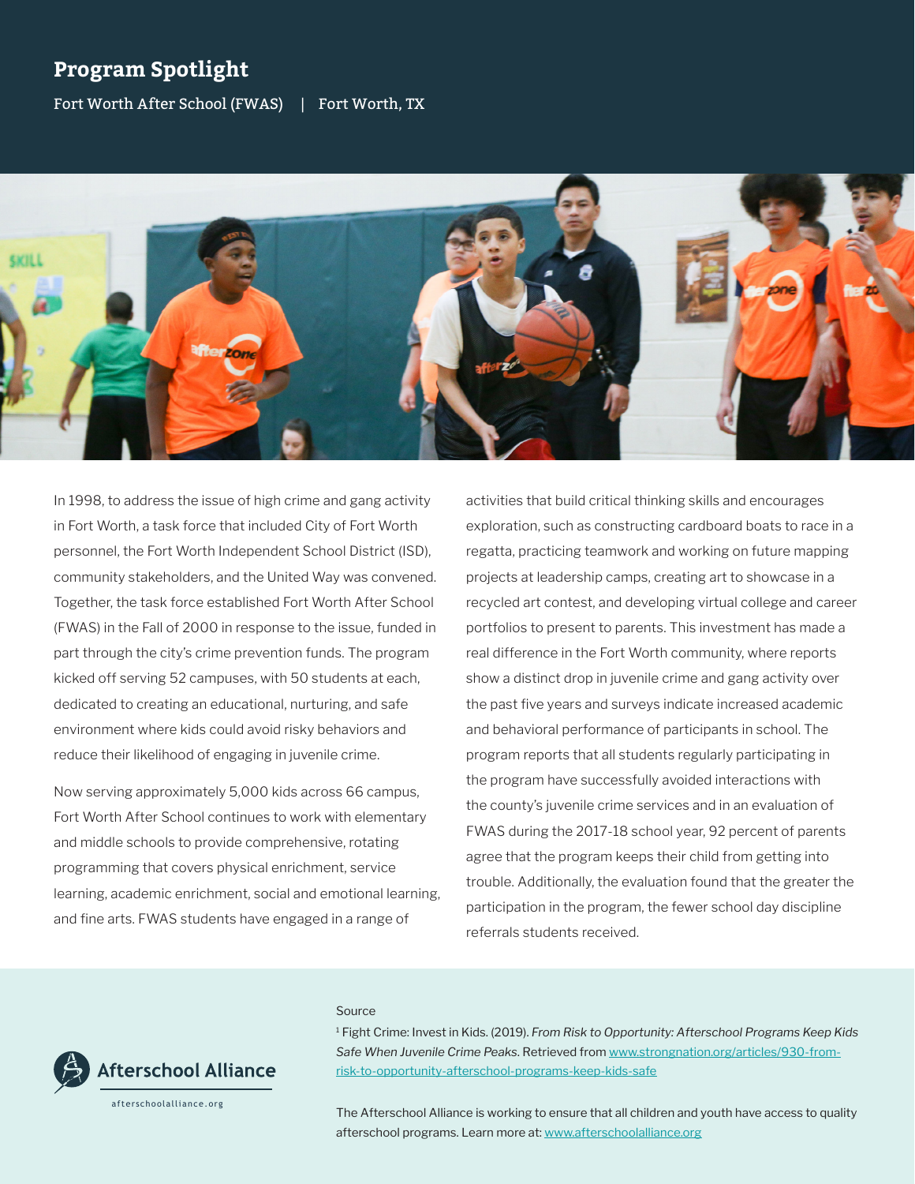# Program Spotlight

Fort Worth After School (FWAS) | Fort Worth, TX

In 1998, to address the issue of high crime and gang activity in Fort Worth, a task force that included City of Fort Worth personnel, the Fort Worth Independent School District (ISD), community stakeholders, and the United Way was convened. Together, the task force established Fort Worth After School (FWAS) in the Fall of 2000 in response to the issue, funded in part through the city's crime prevention funds. The program kicked off serving 52 campuses, with 50 students at each, dedicated to creating an educational, nurturing, and safe environment where kids could avoid risky behaviors and reduce their likelihood of engaging in juvenile crime.

Now serving approximately 5,000 kids across 66 campus, Fort Worth After School continues to work with elementary and middle schools to provide comprehensive, rotating programming that covers physical enrichment, service learning, academic enrichment, social and emotional learning, and fine arts. FWAS students have engaged in a range of activities that build critical thinking skills and encourages exploration, such as constructing cardboard boats to race in a regatta, practicing teamwork and working on future mapping projects at leadership camps, creating art to showcase in a recycled art contest, and developing virtual college and career portfolios to present to parents. This investment has made a real difference in the Fort Worth community, where reports show a distinct drop in juvenile crime and gang activity over the past five years and surveys indicate increased academic and behavioral performance of participants in school. The program reports that all students regularly participating in the program have successfully avoided interactions with the county's juvenile crime services and in an evaluation of FWAS during the 2017-18 school year, 92 percent of parents agree that the program keeps their child from getting into trouble. Additionally, the evaluation found that the greater the participation in the program, the fewer school day discipline referrals students received.

Source

[1] Fight Crime: Invest in Kids. (2019). *From Risk to Opportunity: Afterschool Programs Keep Kids Safe When Juvenile Crime Peaks.* Retrieved from www.strongnation.org/articles/930-from-risk-to-opportunity-afterschool-programs-keep-kids-safe

Afterschool Alliance

afterschoolalliance.org

The Afterschool Alliance is working to ensure that all children and youth have access to quality afterschool programs. Learn more at: www.afterschoolalliance.org